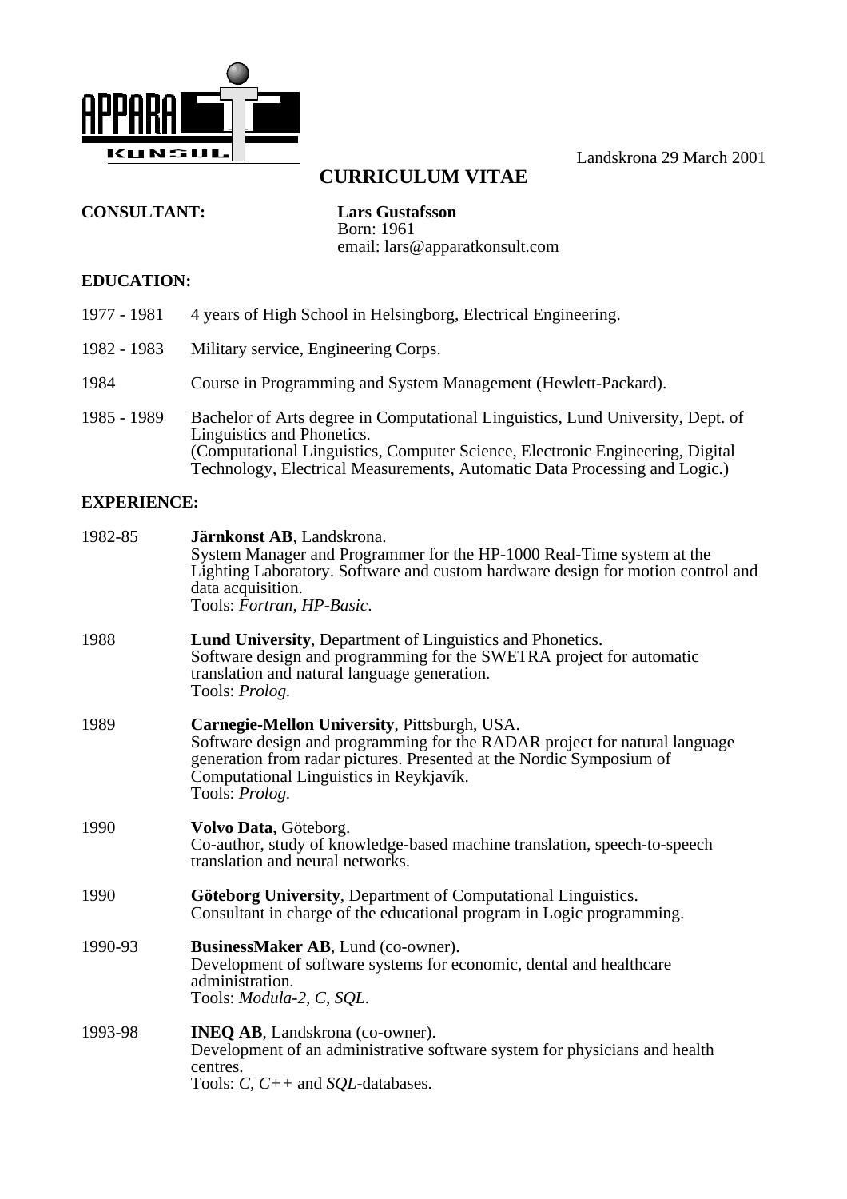Landskrona 29 March 2001

# CURRICULUM VITAE

**CONSULTANT:** **Lars Gustafsson**
Born: 1961
email: lars@apparatkonsult.com

## EDUCATION:

1977 - 1981 4 years of High School in Helsingborg, Electrical Engineering.

1982 - 1983 Military service, Engineering Corps.

1984 Course in Programming and System Management (Hewlett-Packard).

1985 - 1989 Bachelor of Arts degree in Computational Linguistics, Lund University, Dept. of Linguistics and Phonetics.
(Computational Linguistics, Computer Science, Electronic Engineering, Digital Technology, Electrical Measurements, Automatic Data Processing and Logic.)

## EXPERIENCE:

1982-85 **Järnkonst AB**, Landskrona.
System Manager and Programmer for the HP-1000 Real-Time system at the Lighting Laboratory. Software and custom hardware design for motion control and data acquisition.
Tools: *Fortran*, *HP-Basic*.

1988 **Lund University**, Department of Linguistics and Phonetics.
Software design and programming for the SWETRA project for automatic translation and natural language generation.
Tools: *Prolog.*

1989 **Carnegie-Mellon University**, Pittsburgh, USA.
Software design and programming for the RADAR project for natural language generation from radar pictures. Presented at the Nordic Symposium of Computational Linguistics in Reykjavík.
Tools: *Prolog.*

1990 **Volvo Data,** Göteborg.
Co-author, study of knowledge-based machine translation, speech-to-speech translation and neural networks.

1990 **Göteborg University**, Department of Computational Linguistics.
Consultant in charge of the educational program in Logic programming.

1990-93 **BusinessMaker AB**, Lund (co-owner).
Development of software systems for economic, dental and healthcare administration.
Tools: *Modula-2*, *C*, *SQL*.

1993-98 **INEQ AB**, Landskrona (co-owner).
Development of an administrative software system for physicians and health centres.
Tools: *C*, *C++* and *SQL*-databases.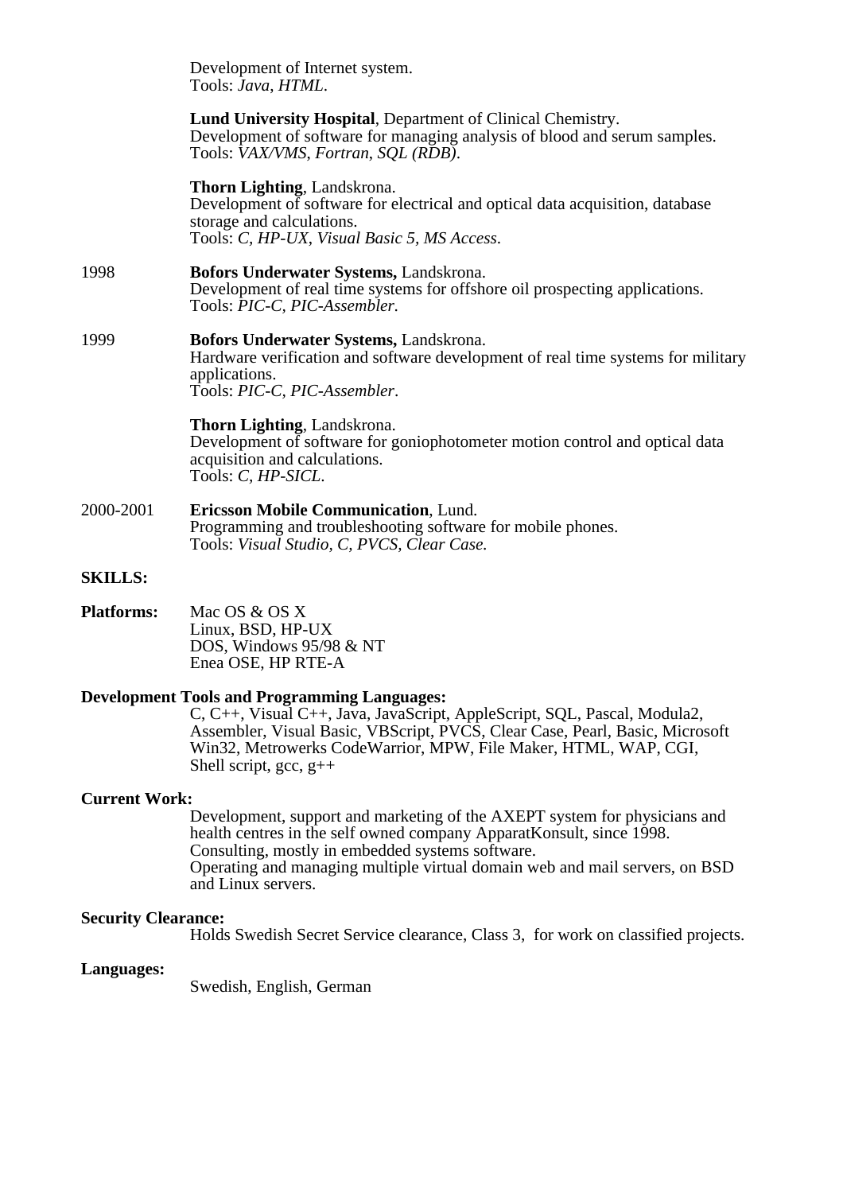Development of Internet system.
Tools: *Java*, *HTML*.

**Lund University Hospital**, Department of Clinical Chemistry.
Development of software for managing analysis of blood and serum samples.
Tools: *VAX/VMS*, *Fortran*, *SQL (RDB)*.

**Thorn Lighting**, Landskrona.
Development of software for electrical and optical data acquisition, database storage and calculations.
Tools: *C*, *HP-UX*, *Visual Basic 5*, *MS Access*.

1998 **Bofors Underwater Systems,** Landskrona.
Development of real time systems for offshore oil prospecting applications.
Tools: *PIC-C, PIC-Assembler.*

1999 **Bofors Underwater Systems,** Landskrona.
Hardware verification and software development of real time systems for military applications.
Tools: *PIC-C, PIC-Assembler*.

**Thorn Lighting**, Landskrona.
Development of software for goniophotometer motion control and optical data acquisition and calculations.
Tools: *C*, *HP-SICL*.

2000-2001 **Ericsson Mobile Communication**, Lund.
Programming and troubleshooting software for mobile phones.
Tools: *Visual Studio, C, PVCS, Clear Case.*

## SKILLS:

**Platforms:**
Mac OS & OS X
Linux, BSD, HP-UX
DOS, Windows 95/98 & NT
Enea OSE, HP RTE-A

**Development Tools and Programming Languages:**
C, C++, Visual C++, Java, JavaScript, AppleScript, SQL, Pascal, Modula2, Assembler, Visual Basic, VBScript, PVCS, Clear Case, Pearl, Basic, Microsoft Win32, Metrowerks CodeWarrior, MPW, File Maker, HTML, WAP, CGI, Shell script, gcc, g++

**Current Work:**
Development, support and marketing of the AXEPT system for physicians and health centres in the self owned company ApparatKonsult, since 1998.
Consulting, mostly in embedded systems software.
Operating and managing multiple virtual domain web and mail servers, on BSD and Linux servers.

**Security Clearance:**
Holds Swedish Secret Service clearance, Class 3, for work on classified projects.

**Languages:**
Swedish, English, German